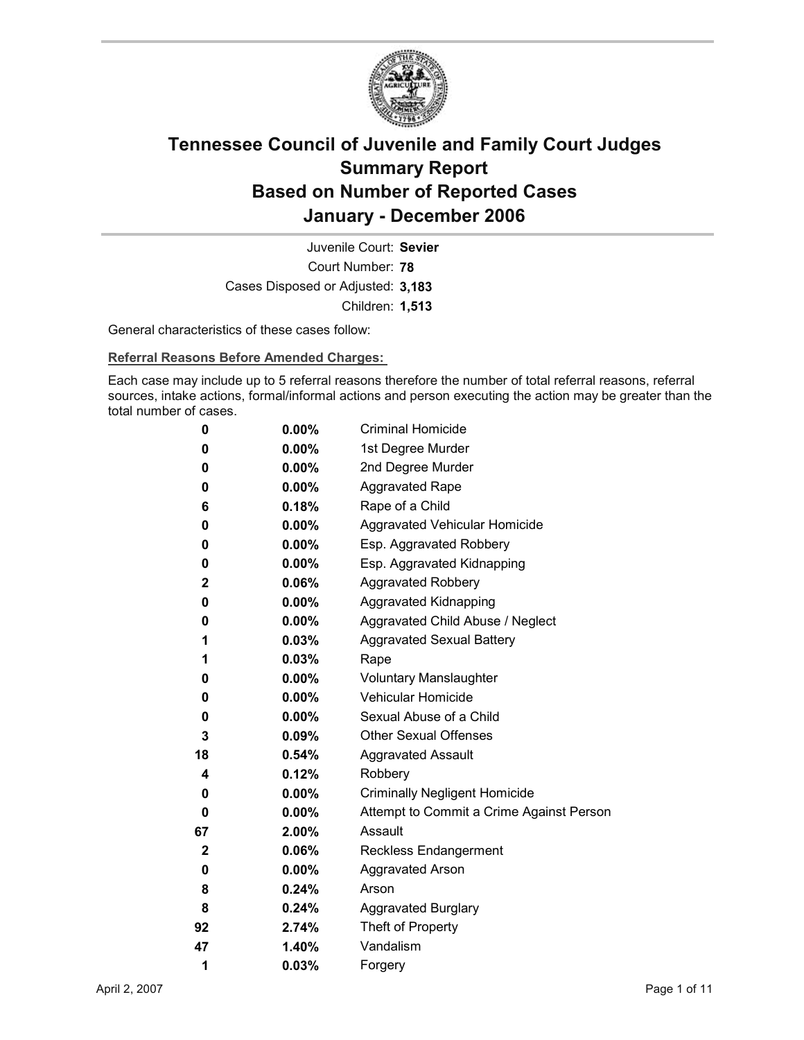# Tennessee Council of Juvenile and Family Court Judges
# Summary Report
# Based on Number of Reported Cases
# January - December 2006

Juvenile Court: **Sevier**
Court Number: **78**
Cases Disposed or Adjusted: **3,183**
Children: **1,513**

General characteristics of these cases follow:

**Referral Reasons Before Amended Charges:**

Each case may include up to 5 referral reasons therefore the number of total referral reasons, referral sources, intake actions, formal/informal actions and person executing the action may be greater than the total number of cases.

| | | |
|---|---|---|
| 0 | 0.00% | Criminal Homicide |
| 0 | 0.00% | 1st Degree Murder |
| 0 | 0.00% | 2nd Degree Murder |
| 0 | 0.00% | Aggravated Rape |
| 6 | 0.18% | Rape of a Child |
| 0 | 0.00% | Aggravated Vehicular Homicide |
| 0 | 0.00% | Esp. Aggravated Robbery |
| 0 | 0.00% | Esp. Aggravated Kidnapping |
| 2 | 0.06% | Aggravated Robbery |
| 0 | 0.00% | Aggravated Kidnapping |
| 0 | 0.00% | Aggravated Child Abuse / Neglect |
| 1 | 0.03% | Aggravated Sexual Battery |
| 1 | 0.03% | Rape |
| 0 | 0.00% | Voluntary Manslaughter |
| 0 | 0.00% | Vehicular Homicide |
| 0 | 0.00% | Sexual Abuse of a Child |
| 3 | 0.09% | Other Sexual Offenses |
| 18 | 0.54% | Aggravated Assault |
| 4 | 0.12% | Robbery |
| 0 | 0.00% | Criminally Negligent Homicide |
| 0 | 0.00% | Attempt to Commit a Crime Against Person |
| 67 | 2.00% | Assault |
| 2 | 0.06% | Reckless Endangerment |
| 0 | 0.00% | Aggravated Arson |
| 8 | 0.24% | Arson |
| 8 | 0.24% | Aggravated Burglary |
| 92 | 2.74% | Theft of Property |
| 47 | 1.40% | Vandalism |
| 1 | 0.03% | Forgery |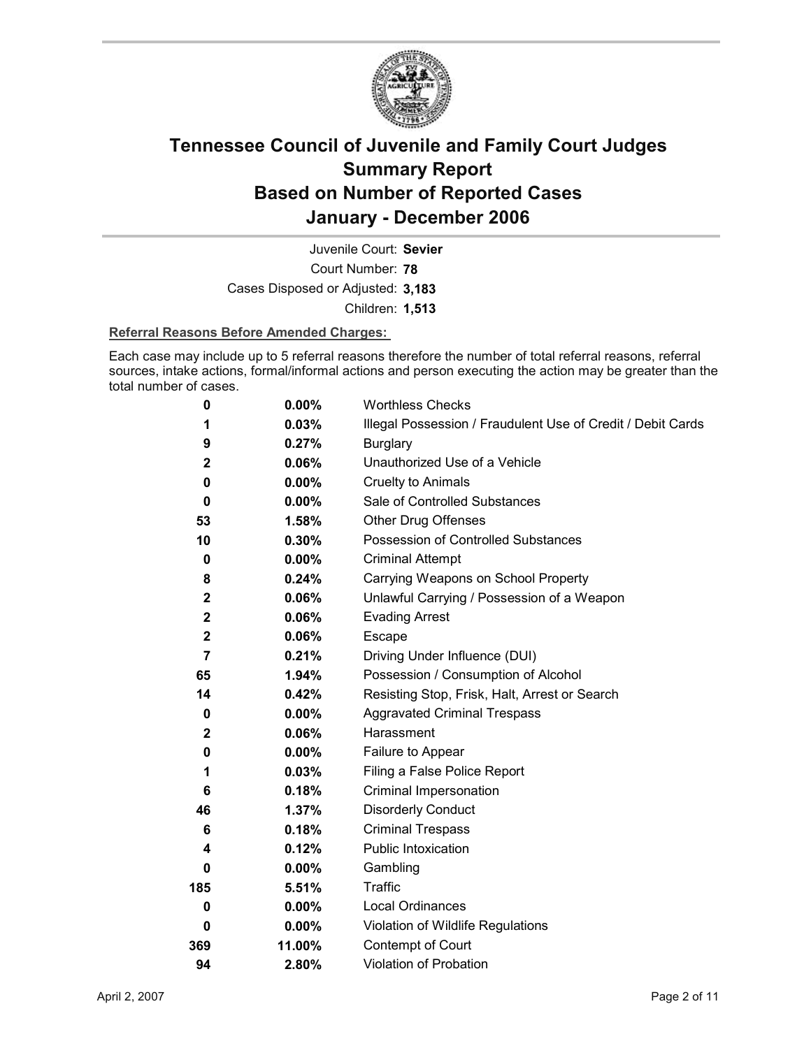# Tennessee Council of Juvenile and Family Court Judges Summary Report Based on Number of Reported Cases January - December 2006

Juvenile Court: **Sevier**

Court Number: **78**

Cases Disposed or Adjusted: **3,183**

Children: **1,513**

**Referral Reasons Before Amended Charges:**

Each case may include up to 5 referral reasons therefore the number of total referral reasons, referral sources, intake actions, formal/informal actions and person executing the action may be greater than the total number of cases.

| Count | Percent | Referral Reason |
|---|---|---|
| 0 | 0.00% | Worthless Checks |
| 1 | 0.03% | Illegal Possession / Fraudulent Use of Credit / Debit Cards |
| 9 | 0.27% | Burglary |
| 2 | 0.06% | Unauthorized Use of a Vehicle |
| 0 | 0.00% | Cruelty to Animals |
| 0 | 0.00% | Sale of Controlled Substances |
| 53 | 1.58% | Other Drug Offenses |
| 10 | 0.30% | Possession of Controlled Substances |
| 0 | 0.00% | Criminal Attempt |
| 8 | 0.24% | Carrying Weapons on School Property |
| 2 | 0.06% | Unlawful Carrying / Possession of a Weapon |
| 2 | 0.06% | Evading Arrest |
| 2 | 0.06% | Escape |
| 7 | 0.21% | Driving Under Influence (DUI) |
| 65 | 1.94% | Possession / Consumption of Alcohol |
| 14 | 0.42% | Resisting Stop, Frisk, Halt, Arrest or Search |
| 0 | 0.00% | Aggravated Criminal Trespass |
| 2 | 0.06% | Harassment |
| 0 | 0.00% | Failure to Appear |
| 1 | 0.03% | Filing a False Police Report |
| 6 | 0.18% | Criminal Impersonation |
| 46 | 1.37% | Disorderly Conduct |
| 6 | 0.18% | Criminal Trespass |
| 4 | 0.12% | Public Intoxication |
| 0 | 0.00% | Gambling |
| 185 | 5.51% | Traffic |
| 0 | 0.00% | Local Ordinances |
| 0 | 0.00% | Violation of Wildlife Regulations |
| 369 | 11.00% | Contempt of Court |
| 94 | 2.80% | Violation of Probation |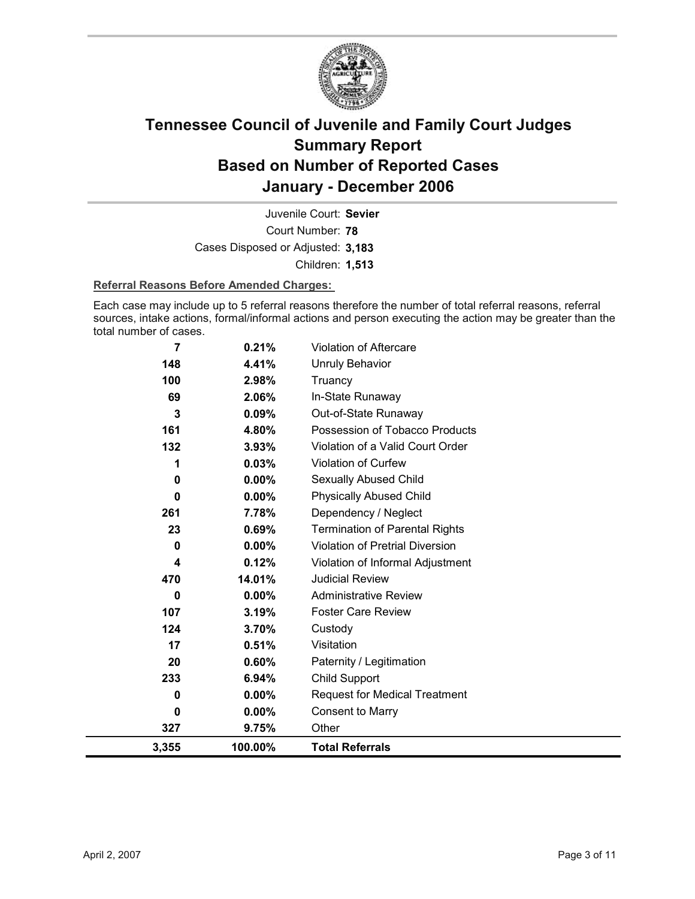# Tennessee Council of Juvenile and Family Court Judges Summary Report Based on Number of Reported Cases January - December 2006

Juvenile Court: **Sevier**

Court Number: **78**

Cases Disposed or Adjusted: **3,183**

Children: **1,513**

**Referral Reasons Before Amended Charges:**

Each case may include up to 5 referral reasons therefore the number of total referral reasons, referral sources, intake actions, formal/informal actions and person executing the action may be greater than the total number of cases.

| Count | Percent | Referral Reason |
|---|---|---|
| 7 | 0.21% | Violation of Aftercare |
| 148 | 4.41% | Unruly Behavior |
| 100 | 2.98% | Truancy |
| 69 | 2.06% | In-State Runaway |
| 3 | 0.09% | Out-of-State Runaway |
| 161 | 4.80% | Possession of Tobacco Products |
| 132 | 3.93% | Violation of a Valid Court Order |
| 1 | 0.03% | Violation of Curfew |
| 0 | 0.00% | Sexually Abused Child |
| 0 | 0.00% | Physically Abused Child |
| 261 | 7.78% | Dependency / Neglect |
| 23 | 0.69% | Termination of Parental Rights |
| 0 | 0.00% | Violation of Pretrial Diversion |
| 4 | 0.12% | Violation of Informal Adjustment |
| 470 | 14.01% | Judicial Review |
| 0 | 0.00% | Administrative Review |
| 107 | 3.19% | Foster Care Review |
| 124 | 3.70% | Custody |
| 17 | 0.51% | Visitation |
| 20 | 0.60% | Paternity / Legitimation |
| 233 | 6.94% | Child Support |
| 0 | 0.00% | Request for Medical Treatment |
| 0 | 0.00% | Consent to Marry |
| 327 | 9.75% | Other |
| **3,355** | **100.00%** | **Total Referrals** |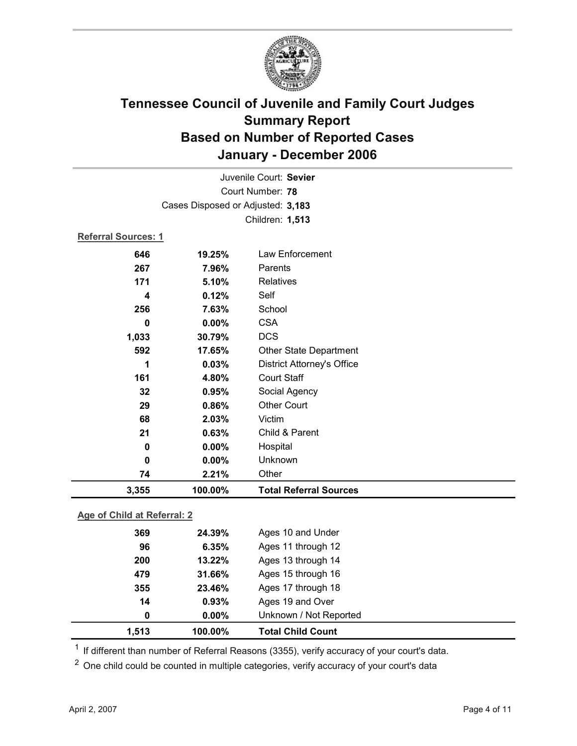# Tennessee Council of Juvenile and Family Court Judges
## Summary Report
## Based on Number of Reported Cases
## January - December 2006

Juvenile Court: **Sevier**
Court Number: **78**
Cases Disposed or Adjusted: **3,183**
Children: **1,513**

**Referral Sources: 1**

| Count | Percent | Source |
|---|---|---|
| 646 | 19.25% | Law Enforcement |
| 267 | 7.96% | Parents |
| 171 | 5.10% | Relatives |
| 4 | 0.12% | Self |
| 256 | 7.63% | School |
| 0 | 0.00% | CSA |
| 1,033 | 30.79% | DCS |
| 592 | 17.65% | Other State Department |
| 1 | 0.03% | District Attorney's Office |
| 161 | 4.80% | Court Staff |
| 32 | 0.95% | Social Agency |
| 29 | 0.86% | Other Court |
| 68 | 2.03% | Victim |
| 21 | 0.63% | Child & Parent |
| 0 | 0.00% | Hospital |
| 0 | 0.00% | Unknown |
| 74 | 2.21% | Other |
| **3,355** | **100.00%** | **Total Referral Sources** |

**Age of Child at Referral: 2**

| Count | Percent | Age |
|---|---|---|
| 369 | 24.39% | Ages 10 and Under |
| 96 | 6.35% | Ages 11 through 12 |
| 200 | 13.22% | Ages 13 through 14 |
| 479 | 31.66% | Ages 15 through 16 |
| 355 | 23.46% | Ages 17 through 18 |
| 14 | 0.93% | Ages 19 and Over |
| 0 | 0.00% | Unknown / Not Reported |
| **1,513** | **100.00%** | **Total Child Count** |

[1] If different than number of Referral Reasons (3355), verify accuracy of your court's data.

[2] One child could be counted in multiple categories, verify accuracy of your court's data

April 2, 2007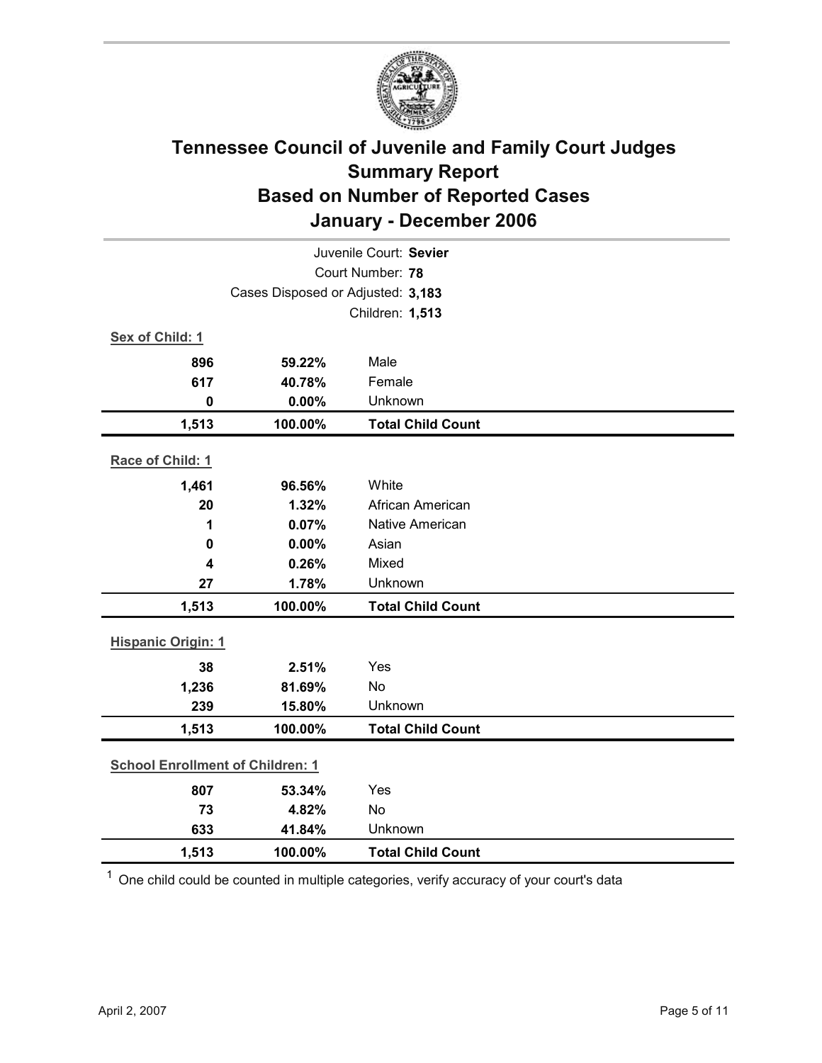# Tennessee Council of Juvenile and Family Court Judges
## Summary Report
## Based on Number of Reported Cases
## January - December 2006

Juvenile Court: **Sevier**
Court Number: **78**
Cases Disposed or Adjusted: **3,183**
Children: **1,513**

**Sex of Child: 1**

| Count | Percent | Category |
|---|---|---|
| 896 | 59.22% | Male |
| 617 | 40.78% | Female |
| 0 | 0.00% | Unknown |
| **1,513** | **100.00%** | **Total Child Count** |

**Race of Child: 1**

| Count | Percent | Category |
|---|---|---|
| 1,461 | 96.56% | White |
| 20 | 1.32% | African American |
| 1 | 0.07% | Native American |
| 0 | 0.00% | Asian |
| 4 | 0.26% | Mixed |
| 27 | 1.78% | Unknown |
| **1,513** | **100.00%** | **Total Child Count** |

**Hispanic Origin: 1**

| Count | Percent | Category |
|---|---|---|
| 38 | 2.51% | Yes |
| 1,236 | 81.69% | No |
| 239 | 15.80% | Unknown |
| **1,513** | **100.00%** | **Total Child Count** |

**School Enrollment of Children: 1**

| Count | Percent | Category |
|---|---|---|
| 807 | 53.34% | Yes |
| 73 | 4.82% | No |
| 633 | 41.84% | Unknown |
| **1,513** | **100.00%** | **Total Child Count** |

[1] One child could be counted in multiple categories, verify accuracy of your court's data

April 2, 2007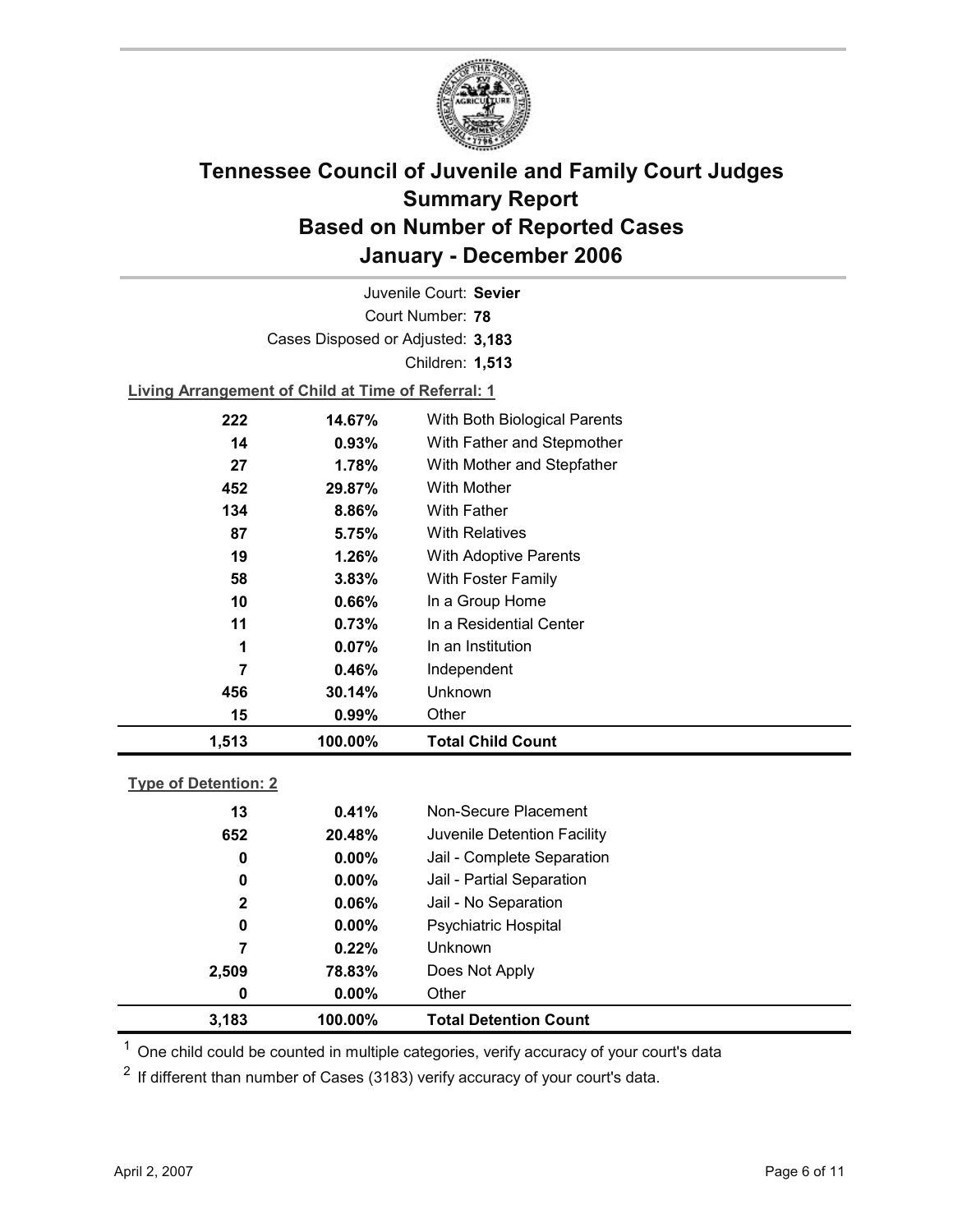# Tennessee Council of Juvenile and Family Court Judges Summary Report Based on Number of Reported Cases January - December 2006

Juvenile Court: **Sevier**
Court Number: **78**
Cases Disposed or Adjusted: **3,183**
Children: **1,513**

**Living Arrangement of Child at Time of Referral: 1**

| Count | Percent | Living Arrangement |
|---|---|---|
| 222 | 14.67% | With Both Biological Parents |
| 14 | 0.93% | With Father and Stepmother |
| 27 | 1.78% | With Mother and Stepfather |
| 452 | 29.87% | With Mother |
| 134 | 8.86% | With Father |
| 87 | 5.75% | With Relatives |
| 19 | 1.26% | With Adoptive Parents |
| 58 | 3.83% | With Foster Family |
| 10 | 0.66% | In a Group Home |
| 11 | 0.73% | In a Residential Center |
| 1 | 0.07% | In an Institution |
| 7 | 0.46% | Independent |
| 456 | 30.14% | Unknown |
| 15 | 0.99% | Other |
| **1,513** | **100.00%** | **Total Child Count** |

**Type of Detention: 2**

| Count | Percent | Type of Detention |
|---|---|---|
| 13 | 0.41% | Non-Secure Placement |
| 652 | 20.48% | Juvenile Detention Facility |
| 0 | 0.00% | Jail - Complete Separation |
| 0 | 0.00% | Jail - Partial Separation |
| 2 | 0.06% | Jail - No Separation |
| 0 | 0.00% | Psychiatric Hospital |
| 7 | 0.22% | Unknown |
| 2,509 | 78.83% | Does Not Apply |
| 0 | 0.00% | Other |
| **3,183** | **100.00%** | **Total Detention Count** |

[1] One child could be counted in multiple categories, verify accuracy of your court's data

[2] If different than number of Cases (3183) verify accuracy of your court's data.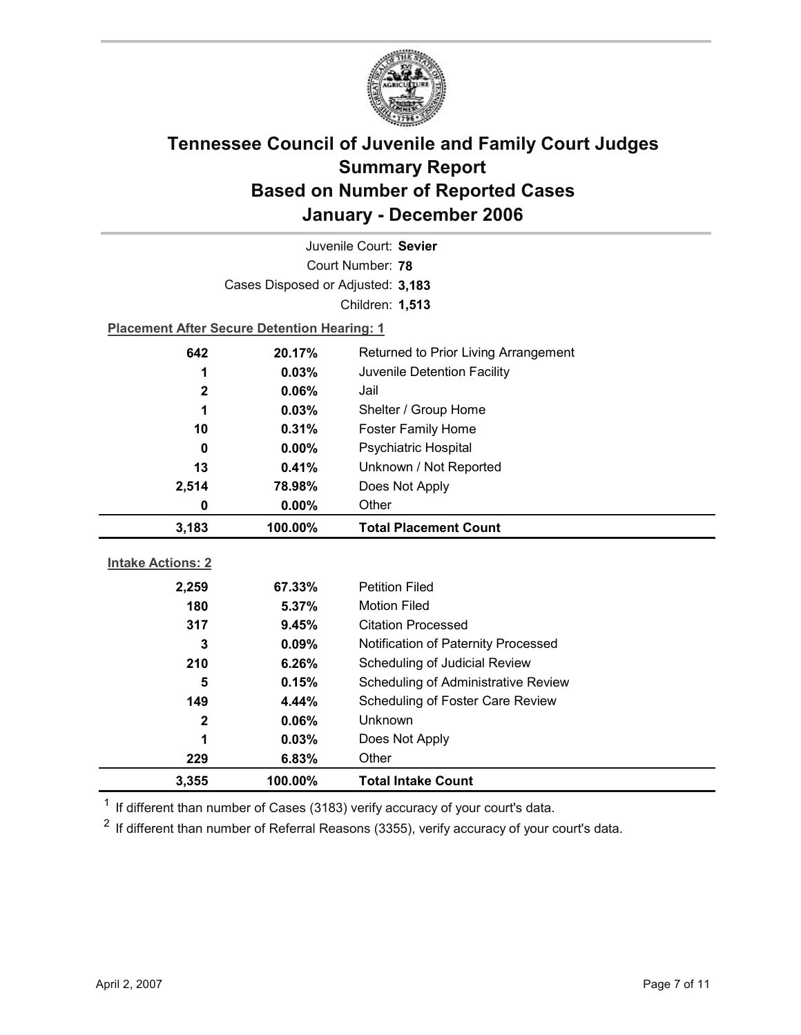# Tennessee Council of Juvenile and Family Court Judges
## Summary Report
## Based on Number of Reported Cases
## January - December 2006

Juvenile Court: **Sevier**

Court Number: **78**

Cases Disposed or Adjusted: **3,183**

Children: **1,513**

**Placement After Secure Detention Hearing: 1**

| Count | Percent | Placement |
|---|---|---|
| 642 | 20.17% | Returned to Prior Living Arrangement |
| 1 | 0.03% | Juvenile Detention Facility |
| 2 | 0.06% | Jail |
| 1 | 0.03% | Shelter / Group Home |
| 10 | 0.31% | Foster Family Home |
| 0 | 0.00% | Psychiatric Hospital |
| 13 | 0.41% | Unknown / Not Reported |
| 2,514 | 78.98% | Does Not Apply |
| 0 | 0.00% | Other |
| **3,183** | **100.00%** | **Total Placement Count** |

**Intake Actions: 2**

| Count | Percent | Intake Action |
|---|---|---|
| 2,259 | 67.33% | Petition Filed |
| 180 | 5.37% | Motion Filed |
| 317 | 9.45% | Citation Processed |
| 3 | 0.09% | Notification of Paternity Processed |
| 210 | 6.26% | Scheduling of Judicial Review |
| 5 | 0.15% | Scheduling of Administrative Review |
| 149 | 4.44% | Scheduling of Foster Care Review |
| 2 | 0.06% | Unknown |
| 1 | 0.03% | Does Not Apply |
| 229 | 6.83% | Other |
| **3,355** | **100.00%** | **Total Intake Count** |

[1] If different than number of Cases (3183) verify accuracy of your court's data.

[2] If different than number of Referral Reasons (3355), verify accuracy of your court's data.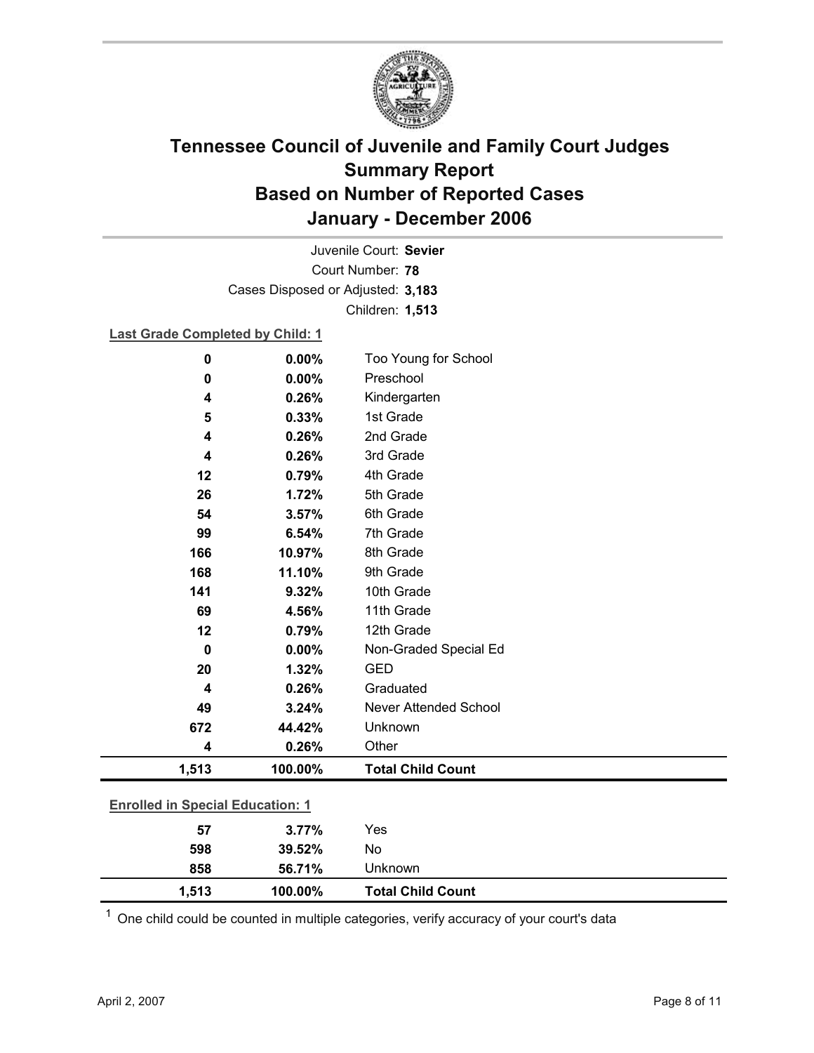# Tennessee Council of Juvenile and Family Court Judges
# Summary Report
# Based on Number of Reported Cases
# January - December 2006

Juvenile Court: **Sevier**
Court Number: **78**
Cases Disposed or Adjusted: **3,183**
Children: **1,513**

**Last Grade Completed by Child: 1**

| Count | Percent | Category |
|---|---|---|
| 0 | 0.00% | Too Young for School |
| 0 | 0.00% | Preschool |
| 4 | 0.26% | Kindergarten |
| 5 | 0.33% | 1st Grade |
| 4 | 0.26% | 2nd Grade |
| 4 | 0.26% | 3rd Grade |
| 12 | 0.79% | 4th Grade |
| 26 | 1.72% | 5th Grade |
| 54 | 3.57% | 6th Grade |
| 99 | 6.54% | 7th Grade |
| 166 | 10.97% | 8th Grade |
| 168 | 11.10% | 9th Grade |
| 141 | 9.32% | 10th Grade |
| 69 | 4.56% | 11th Grade |
| 12 | 0.79% | 12th Grade |
| 0 | 0.00% | Non-Graded Special Ed |
| 20 | 1.32% | GED |
| 4 | 0.26% | Graduated |
| 49 | 3.24% | Never Attended School |
| 672 | 44.42% | Unknown |
| 4 | 0.26% | Other |
| **1,513** | **100.00%** | **Total Child Count** |

**Enrolled in Special Education: 1**

| Count | Percent | Category |
|---|---|---|
| 57 | 3.77% | Yes |
| 598 | 39.52% | No |
| 858 | 56.71% | Unknown |
| **1,513** | **100.00%** | **Total Child Count** |

[1] One child could be counted in multiple categories, verify accuracy of your court's data

April 2, 2007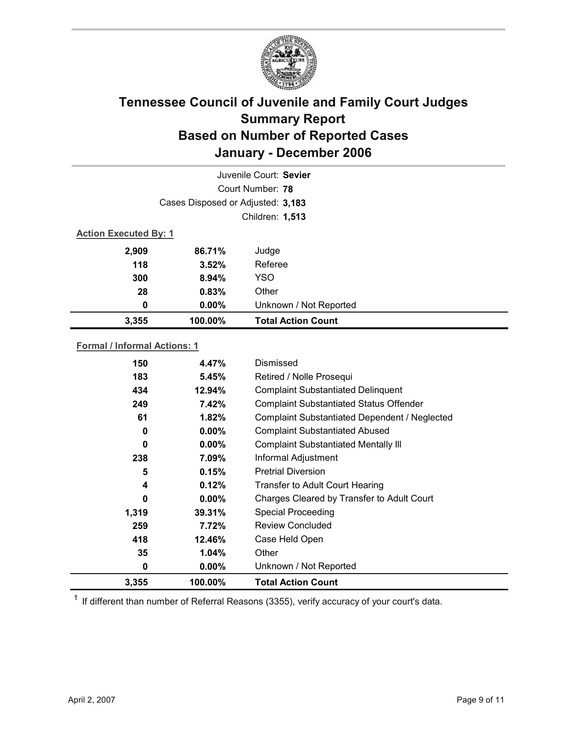# Tennessee Council of Juvenile and Family Court Judges
## Summary Report
## Based on Number of Reported Cases
## January - December 2006

Juvenile Court: **Sevier**

Court Number: **78**

Cases Disposed or Adjusted: **3,183**

Children: **1,513**

**Action Executed By: 1**

| Count | Percent | Action |
|---|---|---|
| 2,909 | 86.71% | Judge |
| 118 | 3.52% | Referee |
| 300 | 8.94% | YSO |
| 28 | 0.83% | Other |
| 0 | 0.00% | Unknown / Not Reported |
| **3,355** | **100.00%** | **Total Action Count** |

**Formal / Informal Actions: 1**

| Count | Percent | Action |
|---|---|---|
| 150 | 4.47% | Dismissed |
| 183 | 5.45% | Retired / Nolle Prosequi |
| 434 | 12.94% | Complaint Substantiated Delinquent |
| 249 | 7.42% | Complaint Substantiated Status Offender |
| 61 | 1.82% | Complaint Substantiated Dependent / Neglected |
| 0 | 0.00% | Complaint Substantiated Abused |
| 0 | 0.00% | Complaint Substantiated Mentally Ill |
| 238 | 7.09% | Informal Adjustment |
| 5 | 0.15% | Pretrial Diversion |
| 4 | 0.12% | Transfer to Adult Court Hearing |
| 0 | 0.00% | Charges Cleared by Transfer to Adult Court |
| 1,319 | 39.31% | Special Proceeding |
| 259 | 7.72% | Review Concluded |
| 418 | 12.46% | Case Held Open |
| 35 | 1.04% | Other |
| 0 | 0.00% | Unknown / Not Reported |
| **3,355** | **100.00%** | **Total Action Count** |

[1] If different than number of Referral Reasons (3355), verify accuracy of your court's data.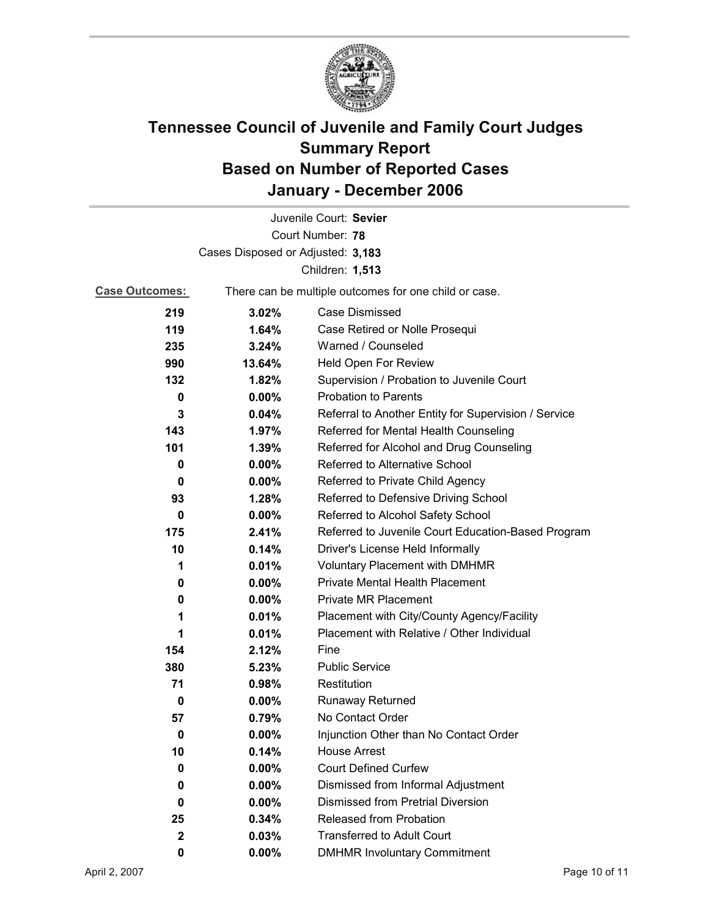# Tennessee Council of Juvenile and Family Court Judges Summary Report Based on Number of Reported Cases January - December 2006

Juvenile Court: **Sevier**

Court Number: **78**

Cases Disposed or Adjusted: **3,183**

Children: **1,513**

**Case Outcomes:** There can be multiple outcomes for one child or case.

| Count | Percent | Outcome |
|---|---|---|
| 219 | 3.02% | Case Dismissed |
| 119 | 1.64% | Case Retired or Nolle Prosequi |
| 235 | 3.24% | Warned / Counseled |
| 990 | 13.64% | Held Open For Review |
| 132 | 1.82% | Supervision / Probation to Juvenile Court |
| 0 | 0.00% | Probation to Parents |
| 3 | 0.04% | Referral to Another Entity for Supervision / Service |
| 143 | 1.97% | Referred for Mental Health Counseling |
| 101 | 1.39% | Referred for Alcohol and Drug Counseling |
| 0 | 0.00% | Referred to Alternative School |
| 0 | 0.00% | Referred to Private Child Agency |
| 93 | 1.28% | Referred to Defensive Driving School |
| 0 | 0.00% | Referred to Alcohol Safety School |
| 175 | 2.41% | Referred to Juvenile Court Education-Based Program |
| 10 | 0.14% | Driver's License Held Informally |
| 1 | 0.01% | Voluntary Placement with DMHMR |
| 0 | 0.00% | Private Mental Health Placement |
| 0 | 0.00% | Private MR Placement |
| 1 | 0.01% | Placement with City/County Agency/Facility |
| 1 | 0.01% | Placement with Relative / Other Individual |
| 154 | 2.12% | Fine |
| 380 | 5.23% | Public Service |
| 71 | 0.98% | Restitution |
| 0 | 0.00% | Runaway Returned |
| 57 | 0.79% | No Contact Order |
| 0 | 0.00% | Injunction Other than No Contact Order |
| 10 | 0.14% | House Arrest |
| 0 | 0.00% | Court Defined Curfew |
| 0 | 0.00% | Dismissed from Informal Adjustment |
| 0 | 0.00% | Dismissed from Pretrial Diversion |
| 25 | 0.34% | Released from Probation |
| 2 | 0.03% | Transferred to Adult Court |
| 0 | 0.00% | DMHMR Involuntary Commitment |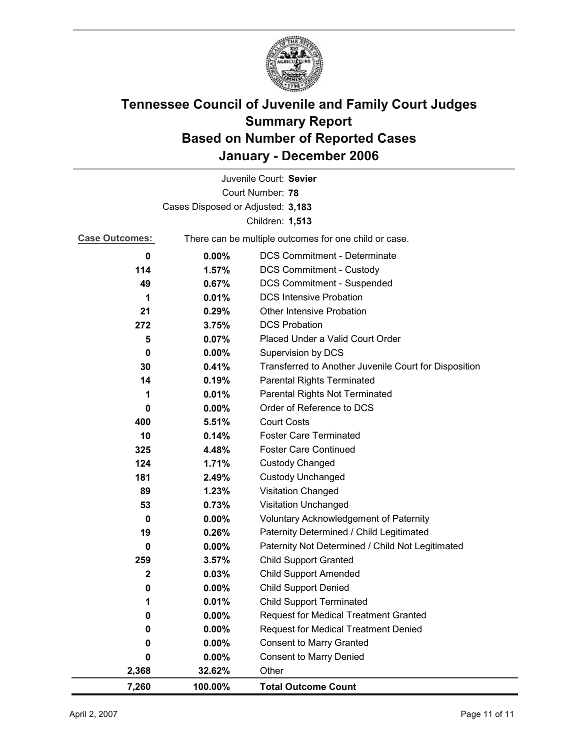# Tennessee Council of Juvenile and Family Court Judges
# Summary Report
# Based on Number of Reported Cases
# January - December 2006

Juvenile Court: **Sevier**

Court Number: **78**

Cases Disposed or Adjusted: **3,183**

Children: **1,513**

**Case Outcomes:** There can be multiple outcomes for one child or case.

| | | |
|---|---|---|
| 0 | 0.00% | DCS Commitment - Determinate |
| 114 | 1.57% | DCS Commitment - Custody |
| 49 | 0.67% | DCS Commitment - Suspended |
| 1 | 0.01% | DCS Intensive Probation |
| 21 | 0.29% | Other Intensive Probation |
| 272 | 3.75% | DCS Probation |
| 5 | 0.07% | Placed Under a Valid Court Order |
| 0 | 0.00% | Supervision by DCS |
| 30 | 0.41% | Transferred to Another Juvenile Court for Disposition |
| 14 | 0.19% | Parental Rights Terminated |
| 1 | 0.01% | Parental Rights Not Terminated |
| 0 | 0.00% | Order of Reference to DCS |
| 400 | 5.51% | Court Costs |
| 10 | 0.14% | Foster Care Terminated |
| 325 | 4.48% | Foster Care Continued |
| 124 | 1.71% | Custody Changed |
| 181 | 2.49% | Custody Unchanged |
| 89 | 1.23% | Visitation Changed |
| 53 | 0.73% | Visitation Unchanged |
| 0 | 0.00% | Voluntary Acknowledgement of Paternity |
| 19 | 0.26% | Paternity Determined / Child Legitimated |
| 0 | 0.00% | Paternity Not Determined / Child Not Legitimated |
| 259 | 3.57% | Child Support Granted |
| 2 | 0.03% | Child Support Amended |
| 0 | 0.00% | Child Support Denied |
| 1 | 0.01% | Child Support Terminated |
| 0 | 0.00% | Request for Medical Treatment Granted |
| 0 | 0.00% | Request for Medical Treatment Denied |
| 0 | 0.00% | Consent to Marry Granted |
| 0 | 0.00% | Consent to Marry Denied |
| 2,368 | 32.62% | Other |
| **7,260** | **100.00%** | **Total Outcome Count** |

April 2, 2007